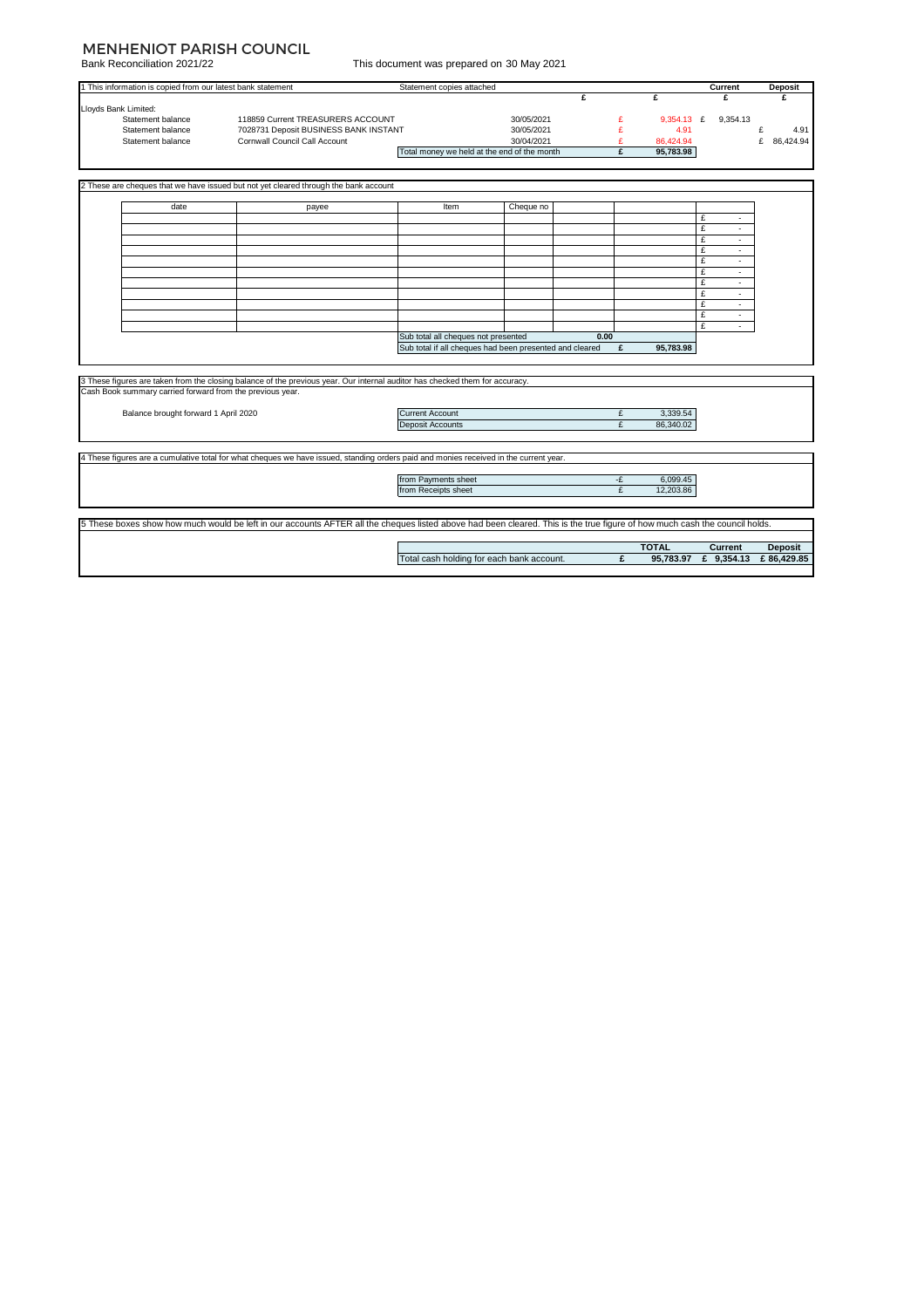# MENHENIOT PARISH COUNCIL

Bank Reconciliation 2021/22

This document was prepared on 30 May 2021

| 1 This information is copied from our latest bank statement | | Statement copies attached | | | Current | Deposit |
|---|---|---|---|---|---|---|
| | | | £ | £ | £ | £ |
| Lloyds Bank Limited: | | | | | | |
| Statement balance | 118859 Current TREASURERS ACCOUNT | 30/05/2021 | | £ 9,354.13 | £ 9,354.13 | |
| Statement balance | 7028731 Deposit BUSINESS BANK INSTANT | 30/05/2021 | | £ 4.91 | | £ 4.91 |
| Statement balance | Cornwall Council Call Account | 30/04/2021 | | £ 86,424.94 | | £ 86,424.94 |
| | | Total money we held at the end of the month | | £ 95,783.98 | | |

2 These are cheques that we have issued but not yet cleared through the bank account

| date | payee | Item | Cheque no | | | |
|---|---|---|---|---|---|---|
| | | | | | | £ - |
| | | | | | | £ - |
| | | | | | | £ - |
| | | | | | | £ - |
| | | | | | | £ - |
| | | | | | | £ - |
| | | | | | | £ - |
| | | | | | | £ - |
| | | | | | | £ - |
| | | | | | | £ - |
| | | | | | | £ - |
| | | Sub total all cheques not presented | | 0.00 | | |
| | | Sub total if all cheques had been presented and cleared | | £ | 95,783.98 | |

3 These figures are taken from the closing balance of the previous year. Our internal auditor has checked them for accuracy.
Cash Book summary carried forward from the previous year.

| | | | |
|---|---|---|---|
| Balance brought forward 1 April 2020 | Current Account | £ | 3,339.54 |
| | Deposit Accounts | £ | 86,340.02 |

4 These figures are a cumulative total for what cheques we have issued, standing orders paid and monies received in the current year.

| | | |
|---|---|---|
| from Payments sheet | -£ | 6,099.45 |
| from Receipts sheet | £ | 12,203.86 |

5 These boxes show how much would be left in our accounts AFTER all the cheques listed above had been cleared. This is the true figure of how much cash the council holds.

| | | TOTAL | Current | Deposit |
|---|---|---|---|---|
| Total cash holding for each bank account. | £ | 95,783.97 | £ 9,354.13 | £ 86,429.85 |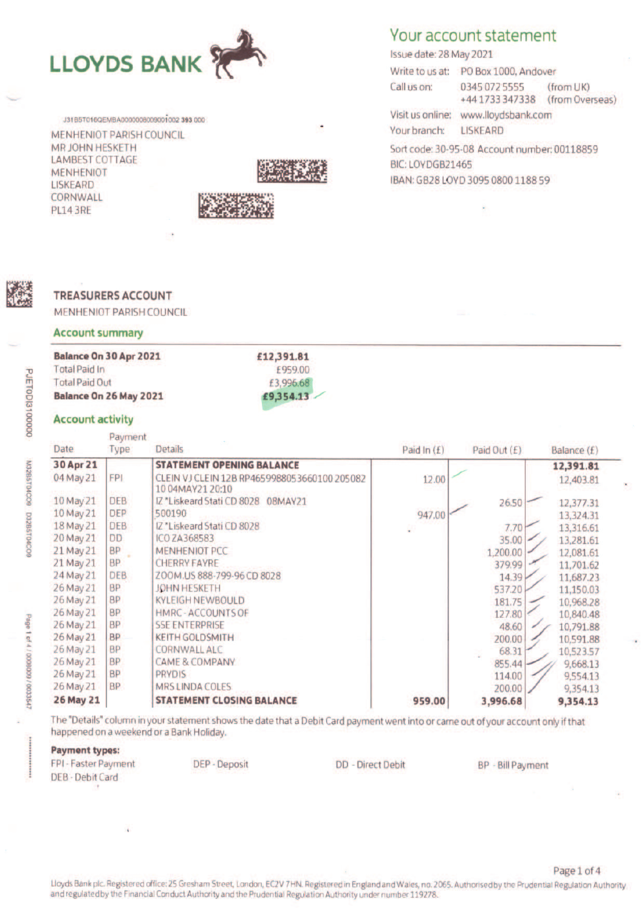# LLOYDS BANK

## Your account statement

Issue date: 28 May 2021

Write to us at: PO Box 1000, Andover

Call us on: 0345 072 5555 (from UK)
+44 1733 347338 (from Overseas)

Visit us online: www.lloydsbank.com

Your branch: LISKEARD

Sort code: 30-95-08 Account number: 00118859

BIC: LOYDGB21465

IBAN: GB28 LOYD 3095 0800 1188 59

J31B5T016QEMBA000000800900i002 393 000

MENHENIOT PARISH COUNCIL
MR JOHN HESKETH
LAMBEST COTTAGE
MENHENIOT
LISKEARD
CORNWALL
PL14 3RE

### TREASURERS ACCOUNT

MENHENIOT PARISH COUNCIL

### Account summary

| | |
|---|---|
| **Balance On 30 Apr 2021** | **£12,391.81** |
| Total Paid In | £959.00 |
| Total Paid Out | £3,996.68 |
| **Balance On 26 May 2021** | **£9,354.13** |

### Account activity

| Date | Payment Type | Details | Paid In (£) | Paid Out (£) | Balance (£) |
|---|---|---|---|---|---|
| **30 Apr 21** | | **STATEMENT OPENING BALANCE** | | | **12,391.81** |
| 04 May 21 | FPI | CLEIN VJ CLEIN 12B RP4659988053660100 205082 10 04MAY21 20:10 | 12.00 | | 12,403.81 |
| 10 May 21 | DEB | IZ *Liskeard Stati CD 8028 08MAY21 | | 26.50 | 12,377.31 |
| 10 May 21 | DEP | 500190 | 947.00 | | 13,324.31 |
| 18 May 21 | DEB | IZ *Liskeard Stati CD 8028 | | 7.70 | 13,316.61 |
| 20 May 21 | DD | ICO ZA368583 | | 35.00 | 13,281.61 |
| 21 May 21 | BP | MENHENIOT PCC | | 1,200.00 | 12,081.61 |
| 21 May 21 | BP | CHERRY FAYRE | | 379.99 | 11,701.62 |
| 24 May 21 | DEB | ZOOM.US 888-799-96 CD 8028 | | 14.39 | 11,687.23 |
| 26 May 21 | BP | JOHN HESKETH | | 537.20 | 11,150.03 |
| 26 May 21 | BP | KYLEIGH NEWBOULD | | 181.75 | 10,968.28 |
| 26 May 21 | BP | HMRC - ACCOUNTS OF | | 127.80 | 10,840.48 |
| 26 May 21 | BP | SSE ENTERPRISE | | 48.60 | 10,791.88 |
| 26 May 21 | BP | KEITH GOLDSMITH | | 200.00 | 10,591.88 |
| 26 May 21 | BP | CORNWALL ALC | | 68.31 | 10,523.57 |
| 26 May 21 | BP | CAME & COMPANY | | 855.44 | 9,668.13 |
| 26 May 21 | BP | PRYDIS | | 114.00 | 9,554.13 |
| 26 May 21 | BP | MRS LINDA COLES | | 200.00 | 9,354.13 |
| **26 May 21** | | **STATEMENT CLOSING BALANCE** | **959.00** | **3,996.68** | **9,354.13** |

The "Details" column in your statement shows the date that a Debit Card payment went into or came out of your account only if that happened on a weekend or a Bank Holiday.

**Payment types:**

FPI - Faster Payment
DEP - Deposit
DD - Direct Debit
BP - Bill Payment
DEB - Debit Card

Lloyds Bank plc. Registered office: 25 Gresham Street, London, EC2V 7HN. Registered in England and Wales, no. 2065. Authorised by the Prudential Regulation Authority and regulated by the Financial Conduct Authority and the Prudential Regulation Authority under number 119278.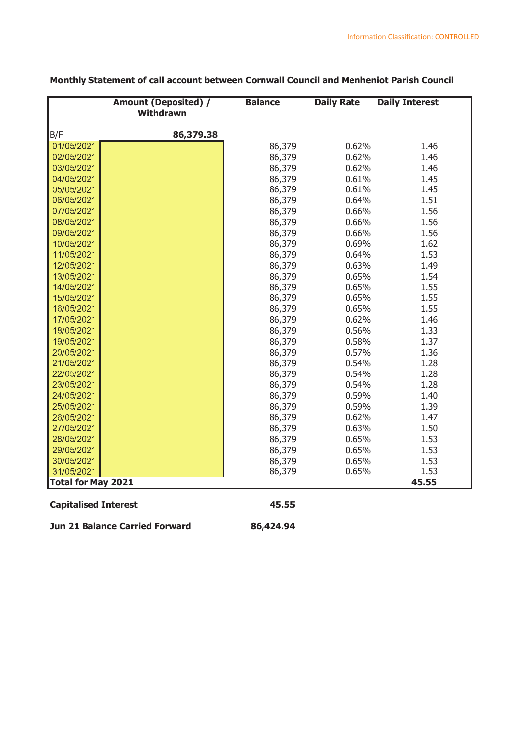Information Classification: CONTROLLED

**Monthly Statement of call account between Cornwall Council and Menheniot Parish Council**

| | Amount (Deposited) / Withdrawn | Balance | Daily Rate | Daily Interest |
|---|---|---|---|---|
| B/F | **86,379.38** | | | |
| 01/05/2021 | | 86,379 | 0.62% | 1.46 |
| 02/05/2021 | | 86,379 | 0.62% | 1.46 |
| 03/05/2021 | | 86,379 | 0.62% | 1.46 |
| 04/05/2021 | | 86,379 | 0.61% | 1.45 |
| 05/05/2021 | | 86,379 | 0.61% | 1.45 |
| 06/05/2021 | | 86,379 | 0.64% | 1.51 |
| 07/05/2021 | | 86,379 | 0.66% | 1.56 |
| 08/05/2021 | | 86,379 | 0.66% | 1.56 |
| 09/05/2021 | | 86,379 | 0.66% | 1.56 |
| 10/05/2021 | | 86,379 | 0.69% | 1.62 |
| 11/05/2021 | | 86,379 | 0.64% | 1.53 |
| 12/05/2021 | | 86,379 | 0.63% | 1.49 |
| 13/05/2021 | | 86,379 | 0.65% | 1.54 |
| 14/05/2021 | | 86,379 | 0.65% | 1.55 |
| 15/05/2021 | | 86,379 | 0.65% | 1.55 |
| 16/05/2021 | | 86,379 | 0.65% | 1.55 |
| 17/05/2021 | | 86,379 | 0.62% | 1.46 |
| 18/05/2021 | | 86,379 | 0.56% | 1.33 |
| 19/05/2021 | | 86,379 | 0.58% | 1.37 |
| 20/05/2021 | | 86,379 | 0.57% | 1.36 |
| 21/05/2021 | | 86,379 | 0.54% | 1.28 |
| 22/05/2021 | | 86,379 | 0.54% | 1.28 |
| 23/05/2021 | | 86,379 | 0.54% | 1.28 |
| 24/05/2021 | | 86,379 | 0.59% | 1.40 |
| 25/05/2021 | | 86,379 | 0.59% | 1.39 |
| 26/05/2021 | | 86,379 | 0.62% | 1.47 |
| 27/05/2021 | | 86,379 | 0.63% | 1.50 |
| 28/05/2021 | | 86,379 | 0.65% | 1.53 |
| 29/05/2021 | | 86,379 | 0.65% | 1.53 |
| 30/05/2021 | | 86,379 | 0.65% | 1.53 |
| 31/05/2021 | | 86,379 | 0.65% | 1.53 |
| **Total for May 2021** | | | | **45.55** |

| | |
|---|---|
| **Capitalised Interest** | **45.55** |
| **Jun 21 Balance Carried Forward** | **86,424.94** |